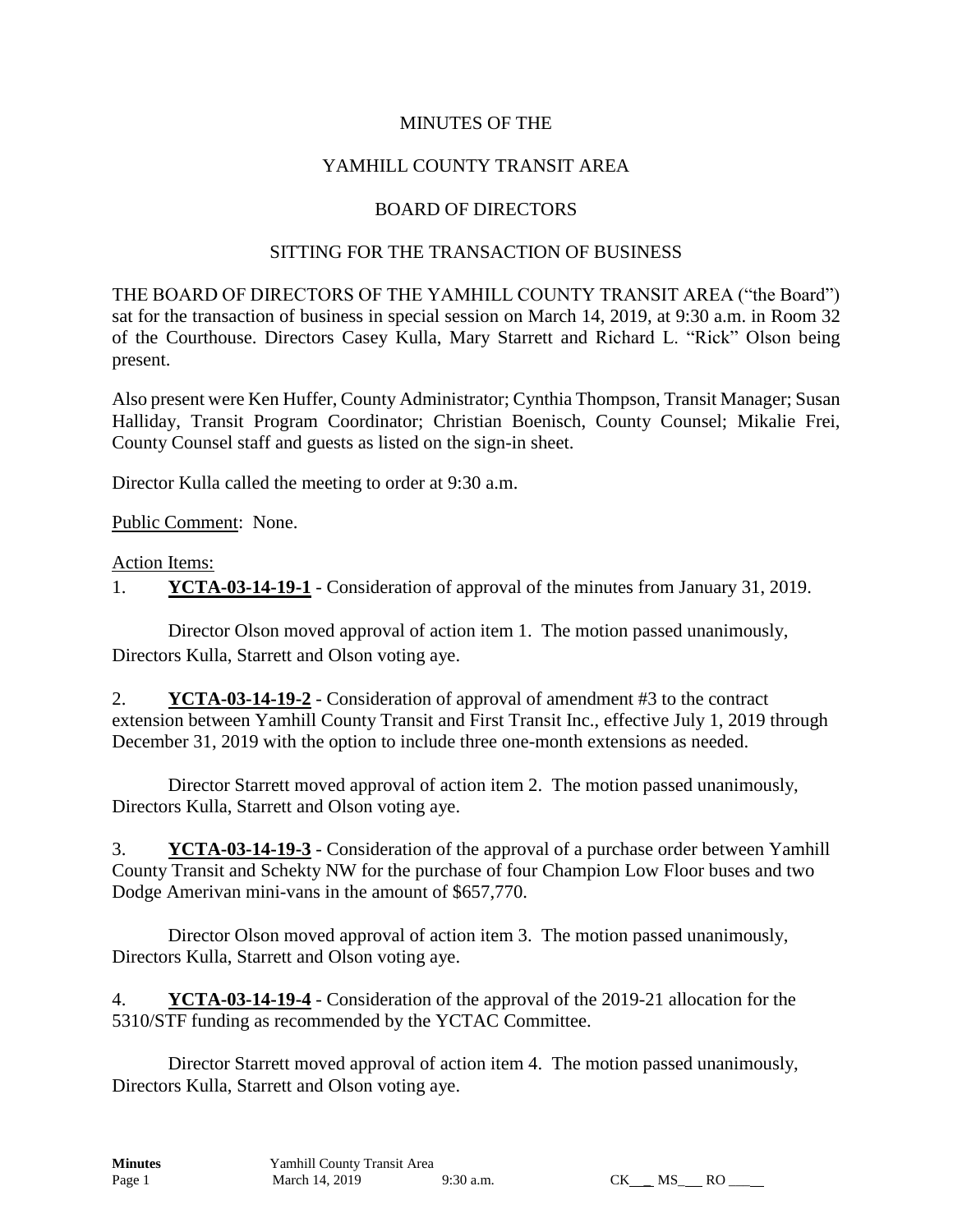MINUTES OF THE

YAMHILL COUNTY TRANSIT AREA

BOARD OF DIRECTORS

SITTING FOR THE TRANSACTION OF BUSINESS

THE BOARD OF DIRECTORS OF THE YAMHILL COUNTY TRANSIT AREA ("the Board") sat for the transaction of business in special session on March 14, 2019, at 9:30 a.m. in Room 32 of the Courthouse. Directors Casey Kulla, Mary Starrett and Richard L. "Rick" Olson being present.

Also present were Ken Huffer, County Administrator; Cynthia Thompson, Transit Manager; Susan Halliday, Transit Program Coordinator; Christian Boenisch, County Counsel; Mikalie Frei, County Counsel staff and guests as listed on the sign-in sheet.

Director Kulla called the meeting to order at 9:30 a.m.

Public Comment: None.

Action Items:

1. **YCTA-03-14-19-1** - Consideration of approval of the minutes from January 31, 2019.

Director Olson moved approval of action item 1. The motion passed unanimously, Directors Kulla, Starrett and Olson voting aye.

2. **YCTA-03-14-19-2** - Consideration of approval of amendment #3 to the contract extension between Yamhill County Transit and First Transit Inc., effective July 1, 2019 through December 31, 2019 with the option to include three one-month extensions as needed.

Director Starrett moved approval of action item 2. The motion passed unanimously, Directors Kulla, Starrett and Olson voting aye.

3. **YCTA-03-14-19-3** - Consideration of the approval of a purchase order between Yamhill County Transit and Schekty NW for the purchase of four Champion Low Floor buses and two Dodge Amerivan mini-vans in the amount of $657,770.

Director Olson moved approval of action item 3. The motion passed unanimously, Directors Kulla, Starrett and Olson voting aye.

4. **YCTA-03-14-19-4** - Consideration of the approval of the 2019-21 allocation for the 5310/STF funding as recommended by the YCTAC Committee.

Director Starrett moved approval of action item 4. The motion passed unanimously, Directors Kulla, Starrett and Olson voting aye.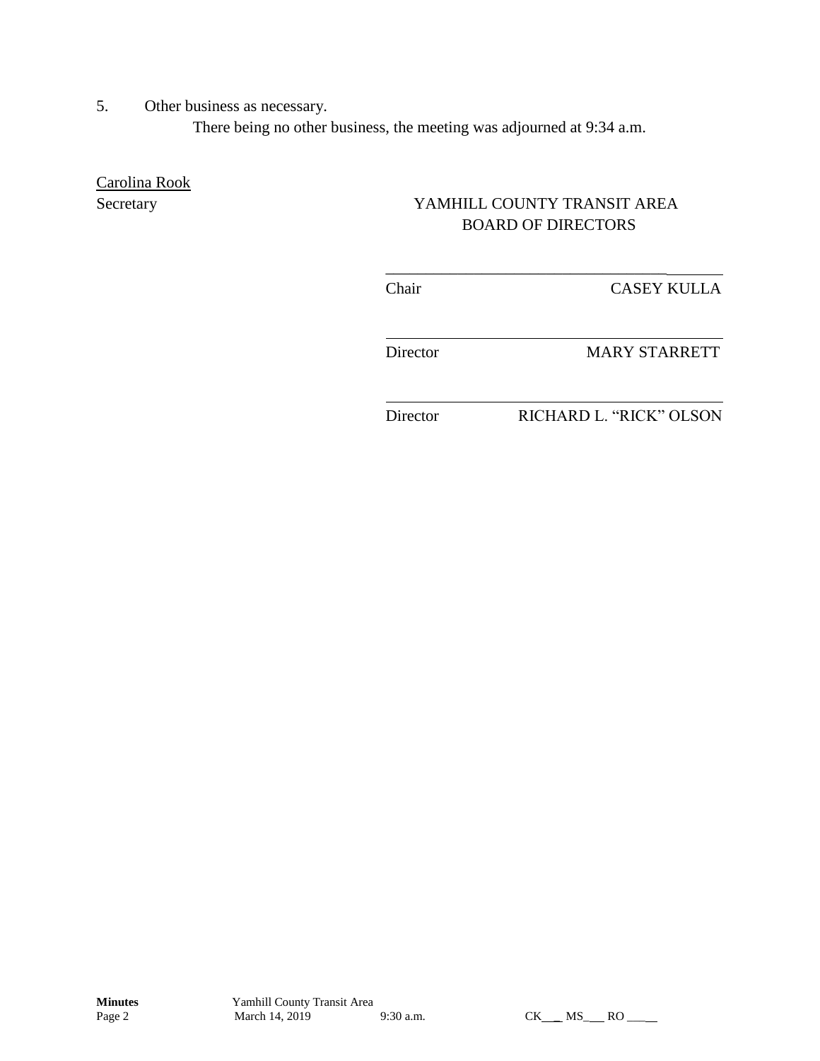5. Other business as necessary.

There being no other business, the meeting was adjourned at 9:34 a.m.

Carolina Rook
Secretary

YAMHILL COUNTY TRANSIT AREA
BOARD OF DIRECTORS

\_\_\_\_\_\_\_\_\_\_\_\_\_\_\_\_\_\_\_\_\_\_\_\_\_\_\_\_\_\_\_\_\_\_\_\_\_\_
Chair CASEY KULLA

\_\_\_\_\_\_\_\_\_\_\_\_\_\_\_\_\_\_\_\_\_\_\_\_\_\_\_\_\_\_\_\_\_\_\_\_\_\_
Director MARY STARRETT

\_\_\_\_\_\_\_\_\_\_\_\_\_\_\_\_\_\_\_\_\_\_\_\_\_\_\_\_\_\_\_\_\_\_\_\_\_\_
Director RICHARD L. "RICK" OLSON